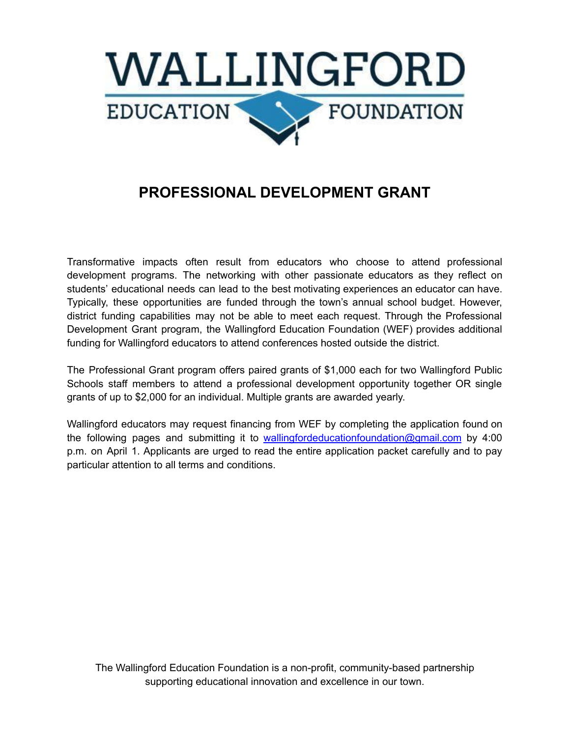WALLINGFORD
EDUCATION FOUNDATION

# PROFESSIONAL DEVELOPMENT GRANT

Transformative impacts often result from educators who choose to attend professional development programs. The networking with other passionate educators as they reflect on students' educational needs can lead to the best motivating experiences an educator can have. Typically, these opportunities are funded through the town's annual school budget. However, district funding capabilities may not be able to meet each request. Through the Professional Development Grant program, the Wallingford Education Foundation (WEF) provides additional funding for Wallingford educators to attend conferences hosted outside the district.

The Professional Grant program offers paired grants of $1,000 each for two Wallingford Public Schools staff members to attend a professional development opportunity together OR single grants of up to $2,000 for an individual. Multiple grants are awarded yearly.

Wallingford educators may request financing from WEF by completing the application found on the following pages and submitting it to wallingfordeducationfoundation@gmail.com by 4:00 p.m. on April 1. Applicants are urged to read the entire application packet carefully and to pay particular attention to all terms and conditions.

The Wallingford Education Foundation is a non-profit, community-based partnership supporting educational innovation and excellence in our town.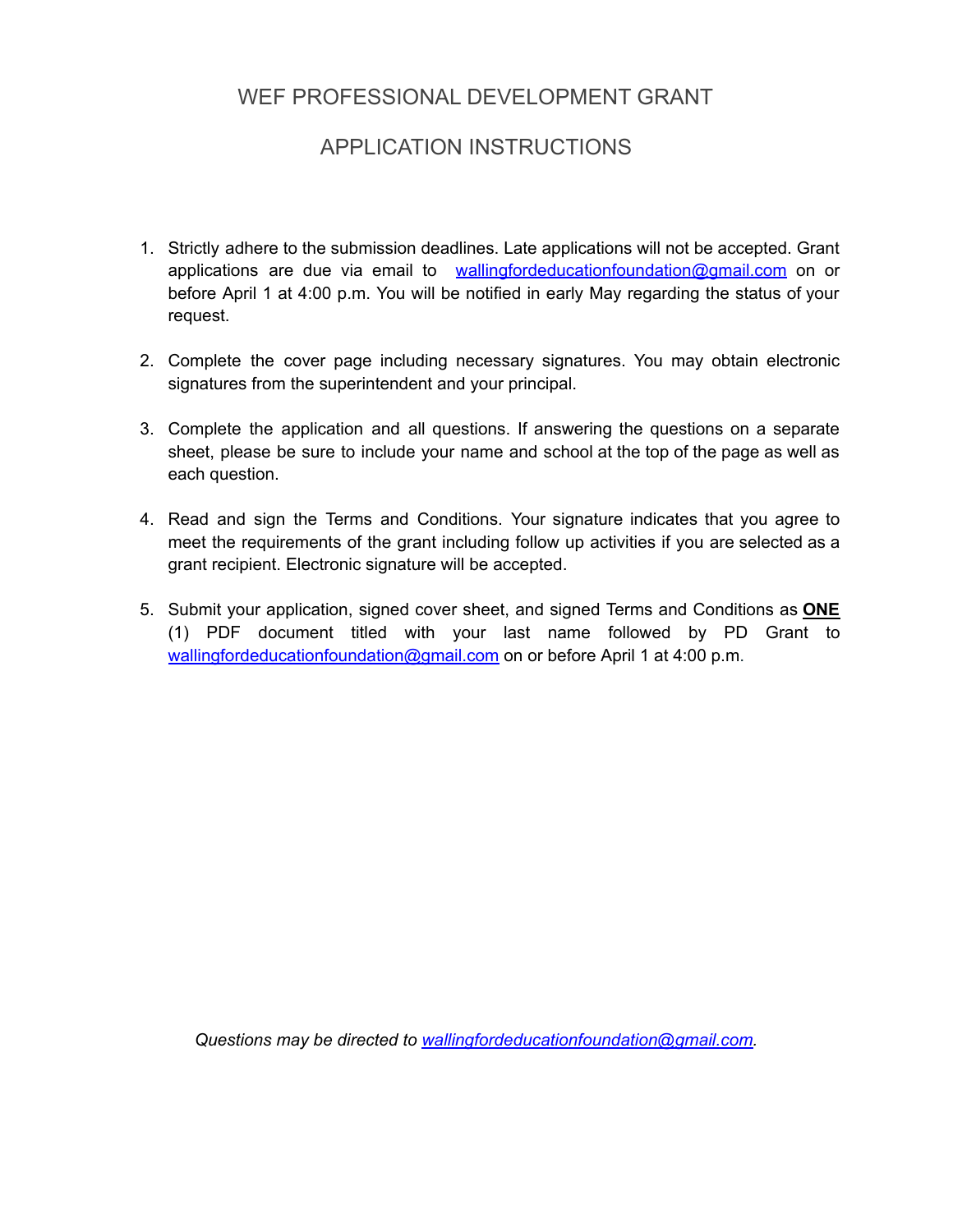# WEF PROFESSIONAL DEVELOPMENT GRANT

# APPLICATION INSTRUCTIONS

1. Strictly adhere to the submission deadlines. Late applications will not be accepted. Grant applications are due via email to wallingfordeducationfoundation@gmail.com on or before April 1 at 4:00 p.m. You will be notified in early May regarding the status of your request.

2. Complete the cover page including necessary signatures. You may obtain electronic signatures from the superintendent and your principal.

3. Complete the application and all questions. If answering the questions on a separate sheet, please be sure to include your name and school at the top of the page as well as each question.

4. Read and sign the Terms and Conditions. Your signature indicates that you agree to meet the requirements of the grant including follow up activities if you are selected as a grant recipient. Electronic signature will be accepted.

5. Submit your application, signed cover sheet, and signed Terms and Conditions as **ONE** (1) PDF document titled with your last name followed by PD Grant to wallingfordeducationfoundation@gmail.com on or before April 1 at 4:00 p.m.

*Questions may be directed to wallingfordeducationfoundation@gmail.com.*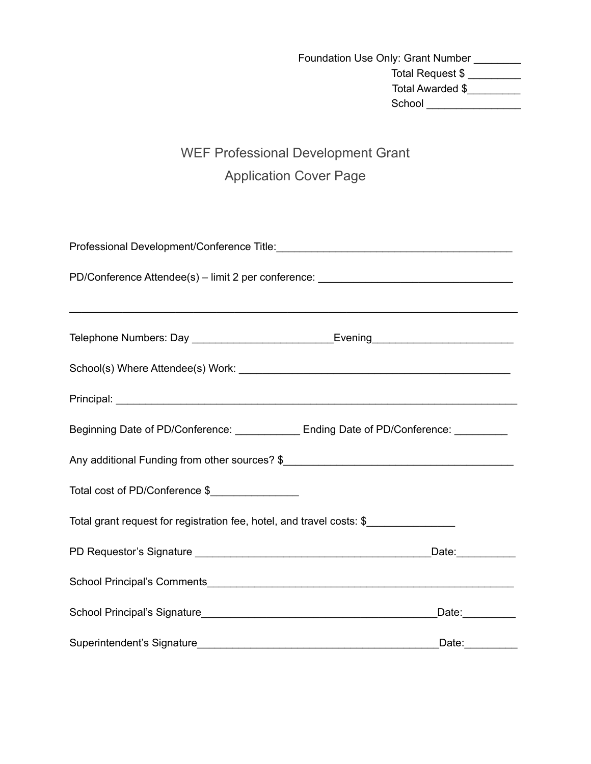Foundation Use Only: Grant Number ________
Total Request $ _________
Total Awarded $_________
School ________________

## WEF Professional Development Grant
## Application Cover Page

Professional Development/Conference Title:________________________________________

PD/Conference Attendee(s) – limit 2 per conference: __________________________________

_____________________________________________________________________________

Telephone Numbers: Day ________________________Evening________________________

School(s) Where Attendee(s) Work: _______________________________________________

Principal: ____________________________________________________________________

Beginning Date of PD/Conference: ___________ Ending Date of PD/Conference: _________

Any additional Funding from other sources? $________________________________________

Total cost of PD/Conference $_______________

Total grant request for registration fee, hotel, and travel costs: $_______________

PD Requestor's Signature ________________________________________Date:__________

School Principal's Comments____________________________________________________

School Principal's Signature________________________________________Date:_________

Superintendent's Signature_________________________________________Date:_________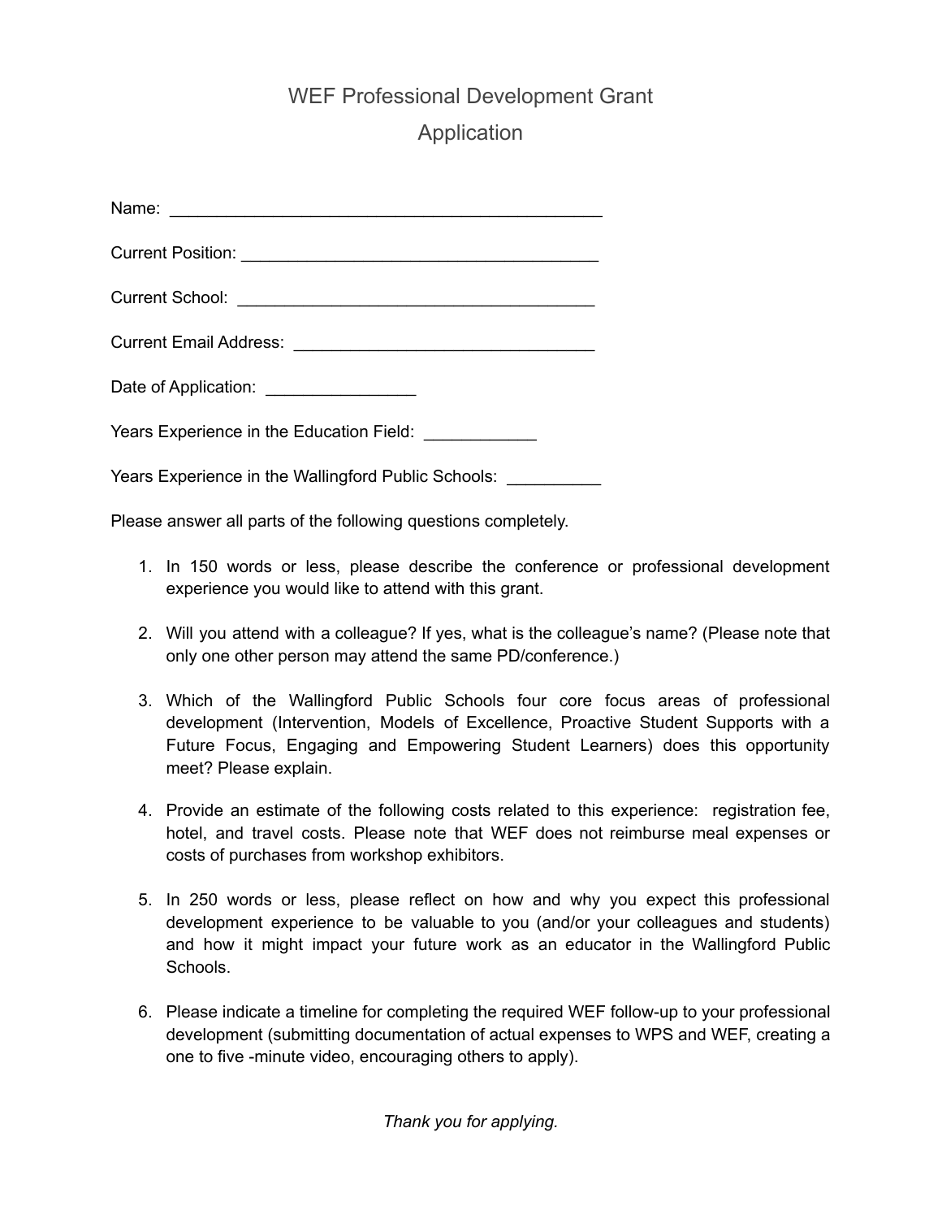# WEF Professional Development Grant Application

Name: ______________________________________________

Current Position: ____________________________________

Current School: ______________________________________

Current Email Address: ________________________________

Date of Application: _______________

Years Experience in the Education Field: ___________

Years Experience in the Wallingford Public Schools: _________

Please answer all parts of the following questions completely.

1. In 150 words or less, please describe the conference or professional development experience you would like to attend with this grant.

2. Will you attend with a colleague? If yes, what is the colleague's name? (Please note that only one other person may attend the same PD/conference.)

3. Which of the Wallingford Public Schools four core focus areas of professional development (Intervention, Models of Excellence, Proactive Student Supports with a Future Focus, Engaging and Empowering Student Learners) does this opportunity meet? Please explain.

4. Provide an estimate of the following costs related to this experience: registration fee, hotel, and travel costs. Please note that WEF does not reimburse meal expenses or costs of purchases from workshop exhibitors.

5. In 250 words or less, please reflect on how and why you expect this professional development experience to be valuable to you (and/or your colleagues and students) and how it might impact your future work as an educator in the Wallingford Public Schools.

6. Please indicate a timeline for completing the required WEF follow-up to your professional development (submitting documentation of actual expenses to WPS and WEF, creating a one to five -minute video, encouraging others to apply).

*Thank you for applying.*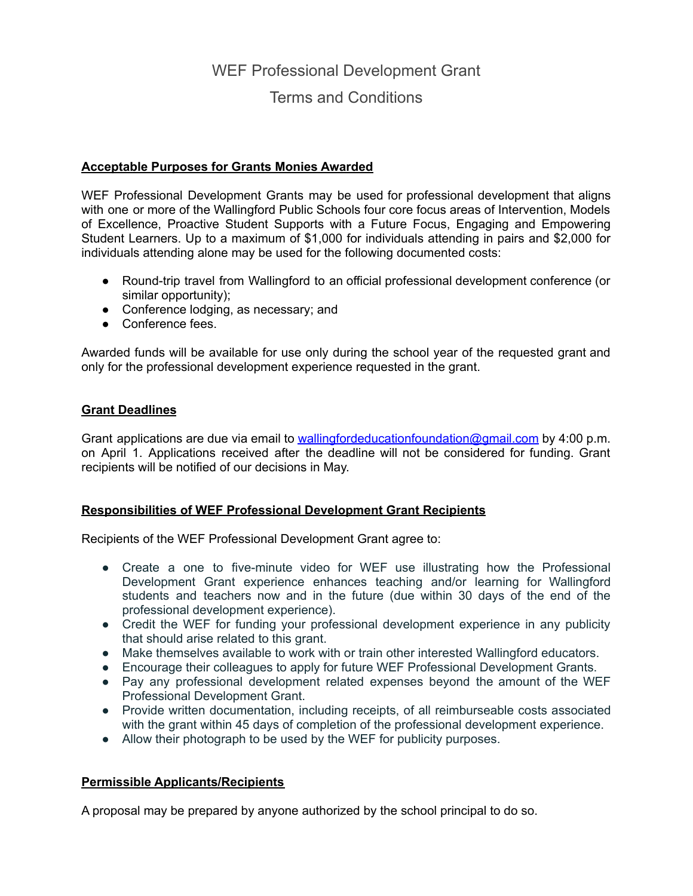# WEF Professional Development Grant

# Terms and Conditions

## Acceptable Purposes for Grants Monies Awarded

WEF Professional Development Grants may be used for professional development that aligns with one or more of the Wallingford Public Schools four core focus areas of Intervention, Models of Excellence, Proactive Student Supports with a Future Focus, Engaging and Empowering Student Learners. Up to a maximum of $1,000 for individuals attending in pairs and $2,000 for individuals attending alone may be used for the following documented costs:

- Round-trip travel from Wallingford to an official professional development conference (or similar opportunity);
- Conference lodging, as necessary; and
- Conference fees.

Awarded funds will be available for use only during the school year of the requested grant and only for the professional development experience requested in the grant.

## Grant Deadlines

Grant applications are due via email to [wallingfordeducationfoundation@gmail.com](mailto:wallingfordeducationfoundation@gmail.com) by 4:00 p.m. on April 1. Applications received after the deadline will not be considered for funding. Grant recipients will be notified of our decisions in May.

## Responsibilities of WEF Professional Development Grant Recipients

Recipients of the WEF Professional Development Grant agree to:

- Create a one to five-minute video for WEF use illustrating how the Professional Development Grant experience enhances teaching and/or learning for Wallingford students and teachers now and in the future (due within 30 days of the end of the professional development experience).
- Credit the WEF for funding your professional development experience in any publicity that should arise related to this grant.
- Make themselves available to work with or train other interested Wallingford educators.
- Encourage their colleagues to apply for future WEF Professional Development Grants.
- Pay any professional development related expenses beyond the amount of the WEF Professional Development Grant.
- Provide written documentation, including receipts, of all reimburseable costs associated with the grant within 45 days of completion of the professional development experience.
- Allow their photograph to be used by the WEF for publicity purposes.

## Permissible Applicants/Recipients

A proposal may be prepared by anyone authorized by the school principal to do so.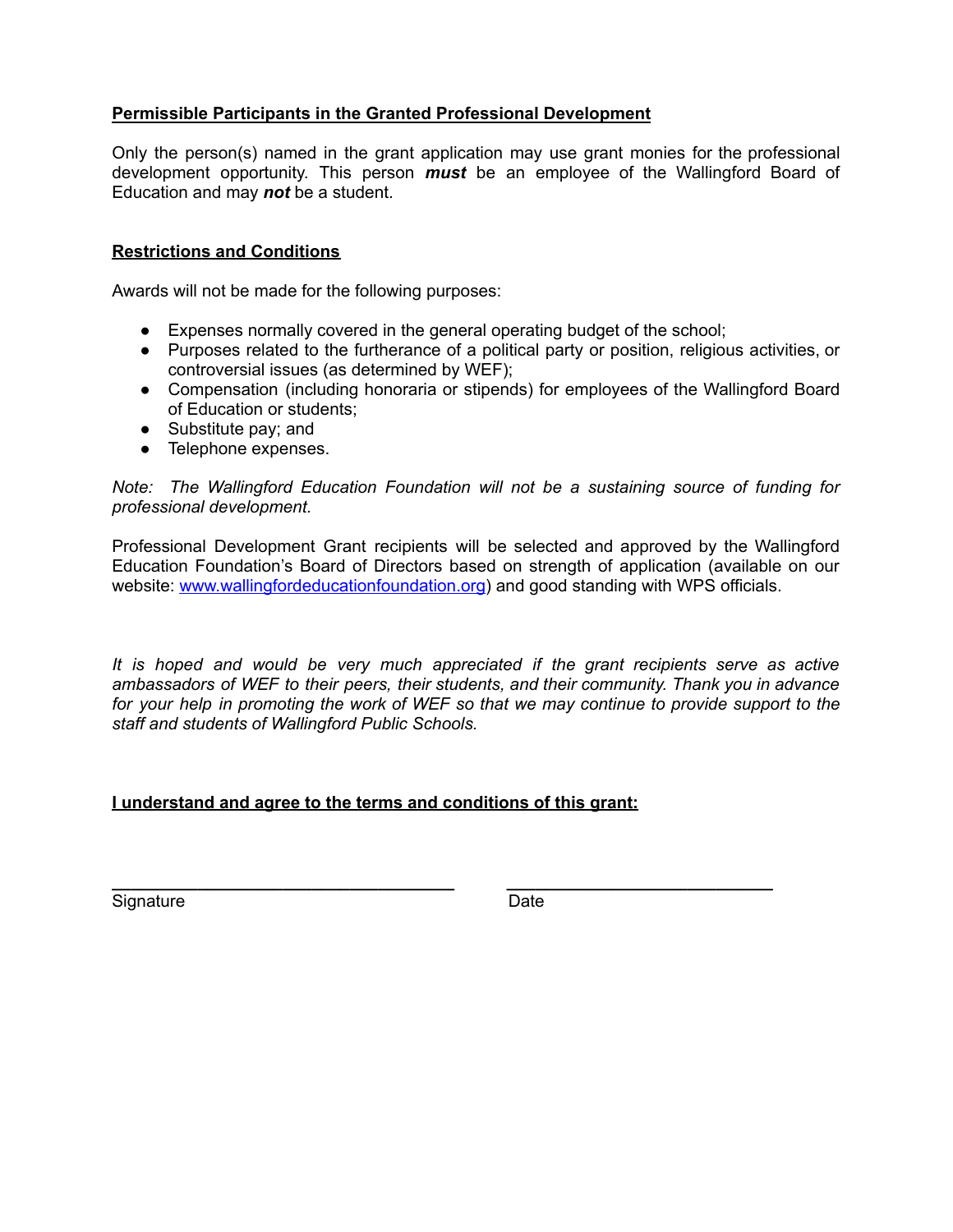**Permissible Participants in the Granted Professional Development**

Only the person(s) named in the grant application may use grant monies for the professional development opportunity. This person ***must*** be an employee of the Wallingford Board of Education and may ***not*** be a student.

**Restrictions and Conditions**

Awards will not be made for the following purposes:

- Expenses normally covered in the general operating budget of the school;
- Purposes related to the furtherance of a political party or position, religious activities, or controversial issues (as determined by WEF);
- Compensation (including honoraria or stipends) for employees of the Wallingford Board of Education or students;
- Substitute pay; and
- Telephone expenses.

*Note: The Wallingford Education Foundation will not be a sustaining source of funding for professional development.*

Professional Development Grant recipients will be selected and approved by the Wallingford Education Foundation's Board of Directors based on strength of application (available on our website: [www.wallingfordeducationfoundation.org](http://www.wallingfordeducationfoundation.org)) and good standing with WPS officials.

*It is hoped and would be very much appreciated if the grant recipients serve as active ambassadors of WEF to their peers, their students, and their community. Thank you in advance for your help in promoting the work of WEF so that we may continue to provide support to the staff and students of Wallingford Public Schools.*

**I understand and agree to the terms and conditions of this grant:**

\_\_\_\_\_\_\_\_\_\_\_\_\_\_\_\_\_\_\_\_\_\_\_\_\_\_\_\_\_\_\_\_\_\_ \_\_\_\_\_\_\_\_\_\_\_\_\_\_\_\_\_\_\_\_\_\_\_\_\_\_

Signature Date